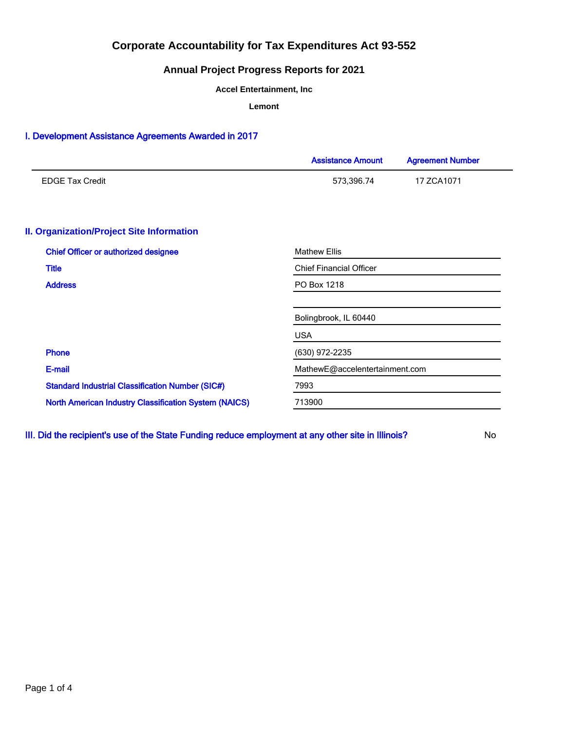# Corporate Accountability for Tax Expenditures Act 93-552

## Annual Project Progress Reports for 2021

**Accel Entertainment, Inc**

**Lemont**

### I. Development Assistance Agreements Awarded in 2017

| | Assistance Amount | Agreement Number |
|---|---|---|
| EDGE Tax Credit | 573,396.74 | 17 ZCA1071 |

### II. Organization/Project Site Information

| | |
|---|---|
| Chief Officer or authorized designee | Mathew Ellis |
| Title | Chief Financial Officer |
| Address | PO Box 1218 |
| | |
| | Bolingbrook, IL 60440 |
| | USA |
| Phone | (630) 972-2235 |
| E-mail | MathewE@accelentertainment.com |
| Standard Industrial Classification Number (SIC#) | 7993 |
| North American Industry Classification System (NAICS) | 713900 |

### III. Did the recipient's use of the State Funding reduce employment at any other site in Illinois?

No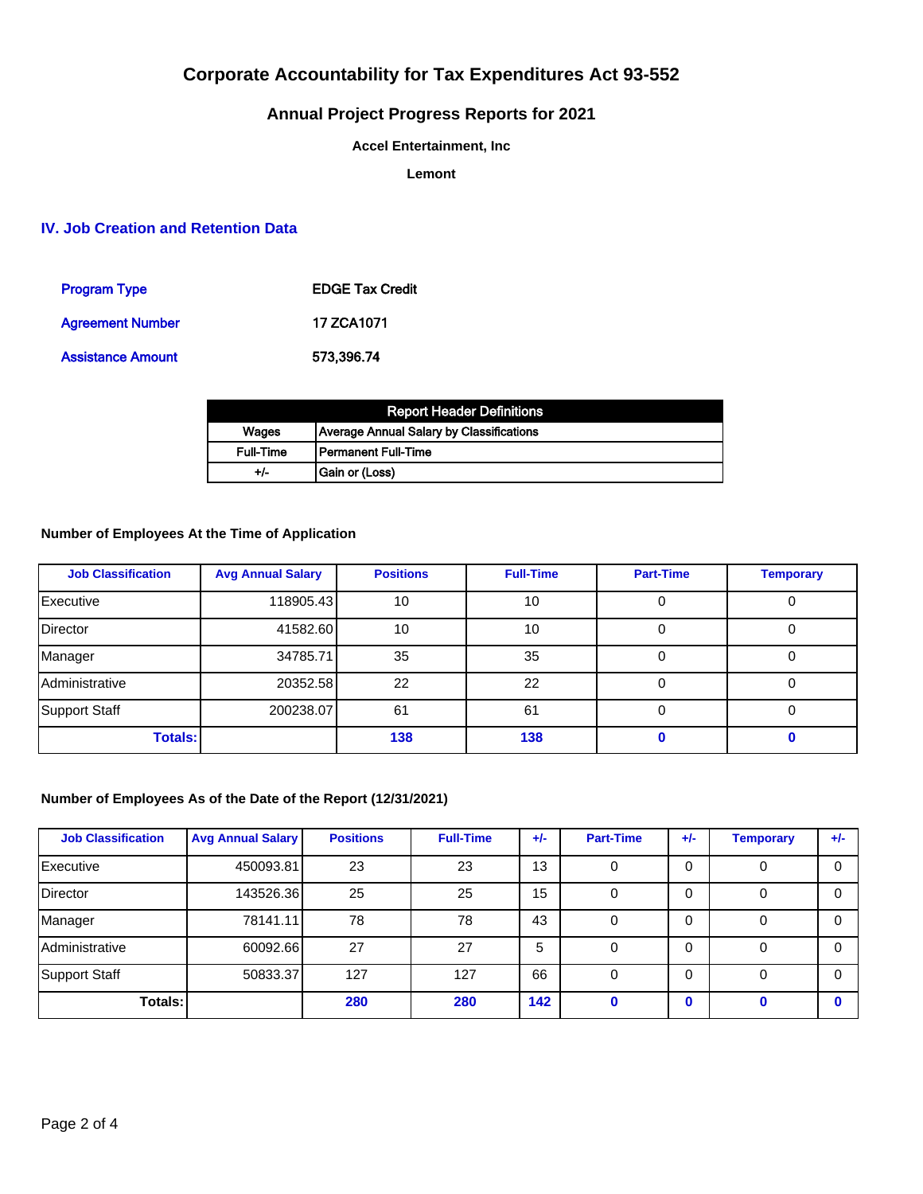# Corporate Accountability for Tax Expenditures Act 93-552

## Annual Project Progress Reports for 2021

**Accel Entertainment, Inc**

**Lemont**

### IV. Job Creation and Retention Data

| | |
|---|---|
| Program Type | **EDGE Tax Credit** |
| Agreement Number | **17 ZCA1071** |
| Assistance Amount | **573,396.74** |

| Report Header Definitions | |
|---|---|
| Wages | Average Annual Salary by Classifications |
| Full-Time | Permanent Full-Time |
| +/- | Gain or (Loss) |

**Number of Employees At the Time of Application**

| Job Classification | Avg Annual Salary | Positions | Full-Time | Part-Time | Temporary |
|---|---|---|---|---|---|
| Executive | 118905.43 | 10 | 10 | 0 | 0 |
| Director | 41582.60 | 10 | 10 | 0 | 0 |
| Manager | 34785.71 | 35 | 35 | 0 | 0 |
| Administrative | 20352.58 | 22 | 22 | 0 | 0 |
| Support Staff | 200238.07 | 61 | 61 | 0 | 0 |
| **Totals:** | | **138** | **138** | **0** | **0** |

**Number of Employees As of the Date of the Report (12/31/2021)**

| Job Classification | Avg Annual Salary | Positions | Full-Time | +/- | Part-Time | +/- | Temporary | +/- |
|---|---|---|---|---|---|---|---|---|
| Executive | 450093.81 | 23 | 23 | 13 | 0 | 0 | 0 | 0 |
| Director | 143526.36 | 25 | 25 | 15 | 0 | 0 | 0 | 0 |
| Manager | 78141.11 | 78 | 78 | 43 | 0 | 0 | 0 | 0 |
| Administrative | 60092.66 | 27 | 27 | 5 | 0 | 0 | 0 | 0 |
| Support Staff | 50833.37 | 127 | 127 | 66 | 0 | 0 | 0 | 0 |
| **Totals:** | | **280** | **280** | **142** | **0** | **0** | **0** | **0** |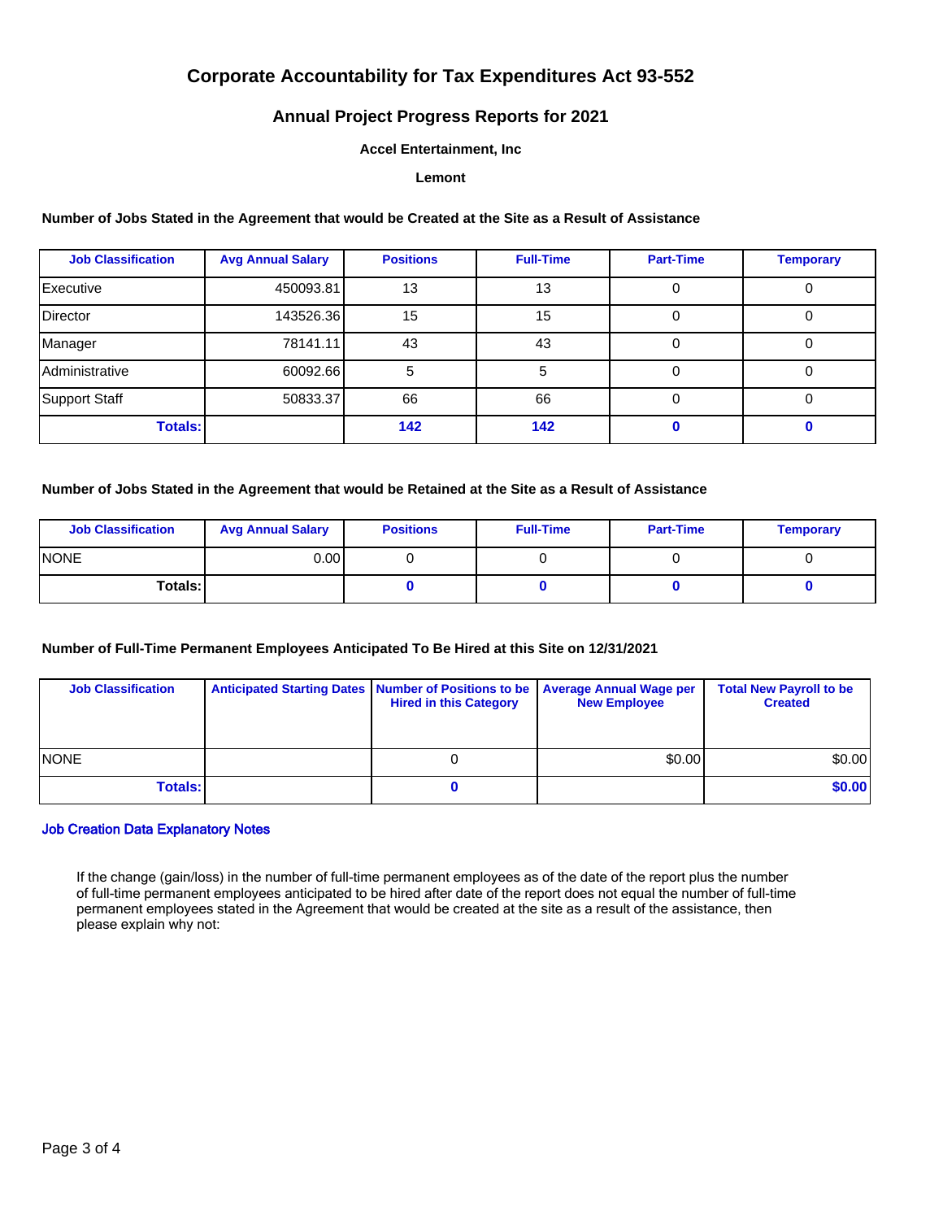# Corporate Accountability for Tax Expenditures Act 93-552

## Annual Project Progress Reports for 2021

### Accel Entertainment, Inc

### Lemont

**Number of Jobs Stated in the Agreement that would be Created at the Site as a Result of Assistance**

| Job Classification | Avg Annual Salary | Positions | Full-Time | Part-Time | Temporary |
|---|---|---|---|---|---|
| Executive | 450093.81 | 13 | 13 | 0 | 0 |
| Director | 143526.36 | 15 | 15 | 0 | 0 |
| Manager | 78141.11 | 43 | 43 | 0 | 0 |
| Administrative | 60092.66 | 5 | 5 | 0 | 0 |
| Support Staff | 50833.37 | 66 | 66 | 0 | 0 |
| **Totals:** | | **142** | **142** | **0** | **0** |

**Number of Jobs Stated in the Agreement that would be Retained at the Site as a Result of Assistance**

| Job Classification | Avg Annual Salary | Positions | Full-Time | Part-Time | Temporary |
|---|---|---|---|---|---|
| NONE | 0.00 | 0 | 0 | 0 | 0 |
| **Totals:** | | **0** | **0** | **0** | **0** |

**Number of Full-Time Permanent Employees Anticipated To Be Hired at this Site on 12/31/2021**

| Job Classification | Anticipated Starting Dates | Number of Positions to be Hired in this Category | Average Annual Wage per New Employee | Total New Payroll to be Created |
|---|---|---|---|---|
| NONE | | 0 | $0.00 | $0.00 |
| **Totals:** | | **0** | | **$0.00** |

**Job Creation Data Explanatory Notes**

If the change (gain/loss) in the number of full-time permanent employees as of the date of the report plus the number of full-time permanent employees anticipated to be hired after date of the report does not equal the number of full-time permanent employees stated in the Agreement that would be created at the site as a result of the assistance, then please explain why not: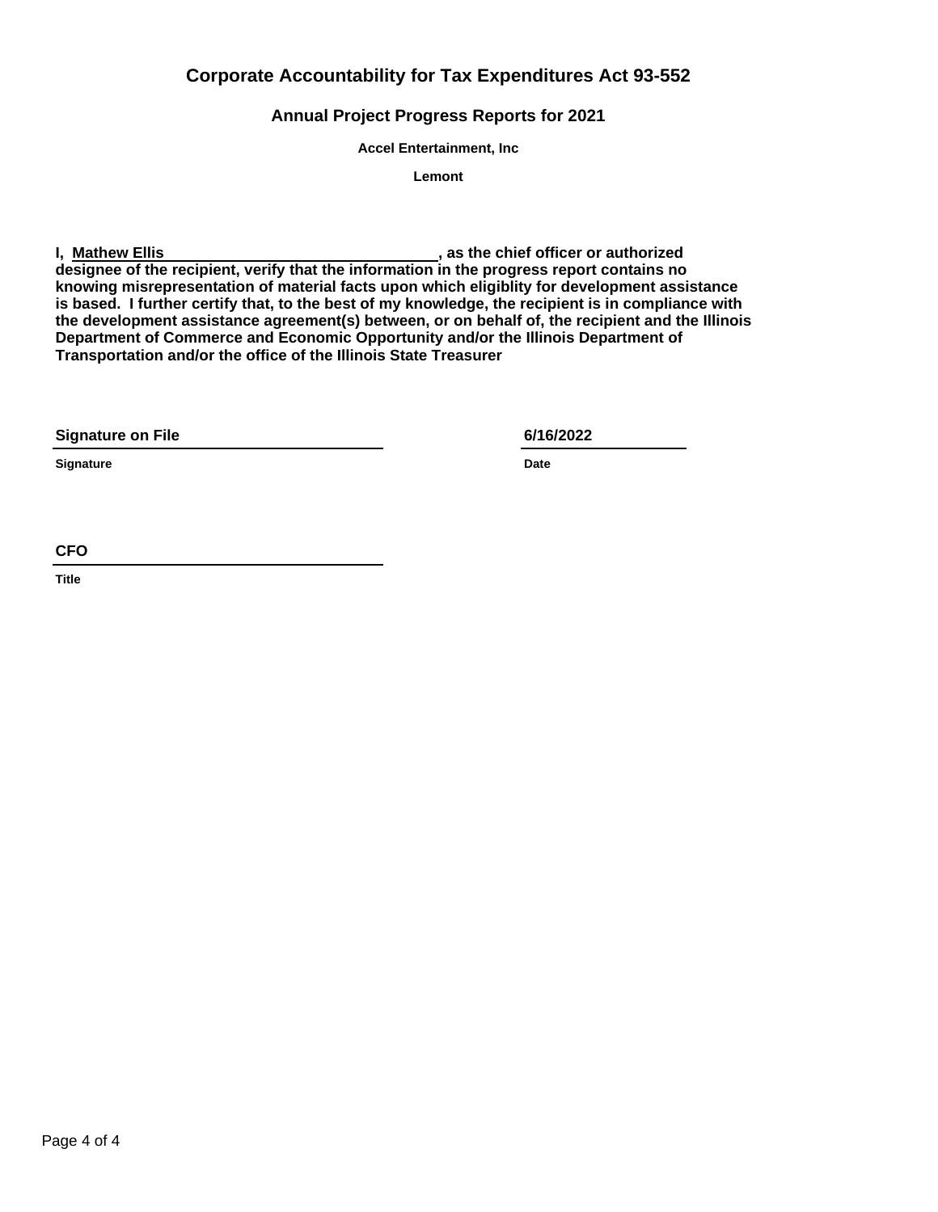# Corporate Accountability for Tax Expenditures Act 93-552

## Annual Project Progress Reports for 2021

**Accel Entertainment, Inc**

**Lemont**

**I, Mathew Ellis, as the chief officer or authorized designee of the recipient, verify that the information in the progress report contains no knowing misrepresentation of material facts upon which eligiblity for development assistance is based. I further certify that, to the best of my knowledge, the recipient is in compliance with the development assistance agreement(s) between, or on behalf of, the recipient and the Illinois Department of Commerce and Economic Opportunity and/or the Illinois Department of Transportation and/or the office of the Illinois State Treasurer**

**Signature on File**
Signature

**6/16/2022**
Date

**CFO**
Title